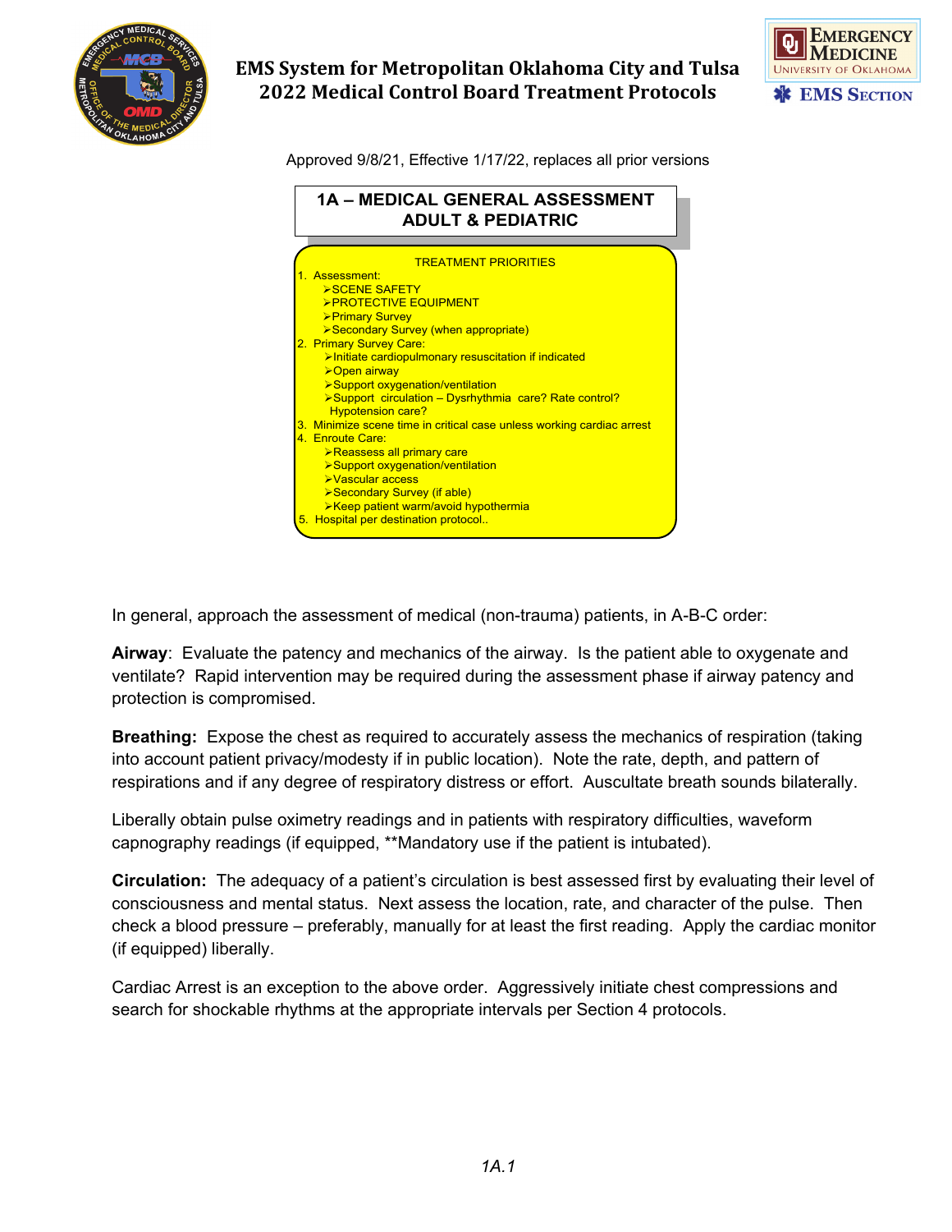# EMS System for Metropolitan Oklahoma City and Tulsa
## 2022 Medical Control Board Treatment Protocols

Approved 9/8/21, Effective 1/17/22, replaces all prior versions

## 1A – MEDICAL GENERAL ASSESSMENT ADULT & PEDIATRIC

**TREATMENT PRIORITIES**

1. Assessment:
   - SCENE SAFETY
   - PROTECTIVE EQUIPMENT
   - Primary Survey
   - Secondary Survey (when appropriate)
2. Primary Survey Care:
   - Initiate cardiopulmonary resuscitation if indicated
   - Open airway
   - Support oxygenation/ventilation
   - Support circulation – Dysrhythmia care? Rate control? Hypotension care?
3. Minimize scene time in critical case unless working cardiac arrest
4. Enroute Care:
   - Reassess all primary care
   - Support oxygenation/ventilation
   - Vascular access
   - Secondary Survey (if able)
   - Keep patient warm/avoid hypothermia
5. Hospital per destination protocol..

In general, approach the assessment of medical (non-trauma) patients, in A-B-C order:

**Airway**: Evaluate the patency and mechanics of the airway. Is the patient able to oxygenate and ventilate? Rapid intervention may be required during the assessment phase if airway patency and protection is compromised.

**Breathing:** Expose the chest as required to accurately assess the mechanics of respiration (taking into account patient privacy/modesty if in public location). Note the rate, depth, and pattern of respirations and if any degree of respiratory distress or effort. Auscultate breath sounds bilaterally.

Liberally obtain pulse oximetry readings and in patients with respiratory difficulties, waveform capnography readings (if equipped, **Mandatory use if the patient is intubated).

**Circulation:** The adequacy of a patient's circulation is best assessed first by evaluating their level of consciousness and mental status. Next assess the location, rate, and character of the pulse. Then check a blood pressure – preferably, manually for at least the first reading. Apply the cardiac monitor (if equipped) liberally.

Cardiac Arrest is an exception to the above order. Aggressively initiate chest compressions and search for shockable rhythms at the appropriate intervals per Section 4 protocols.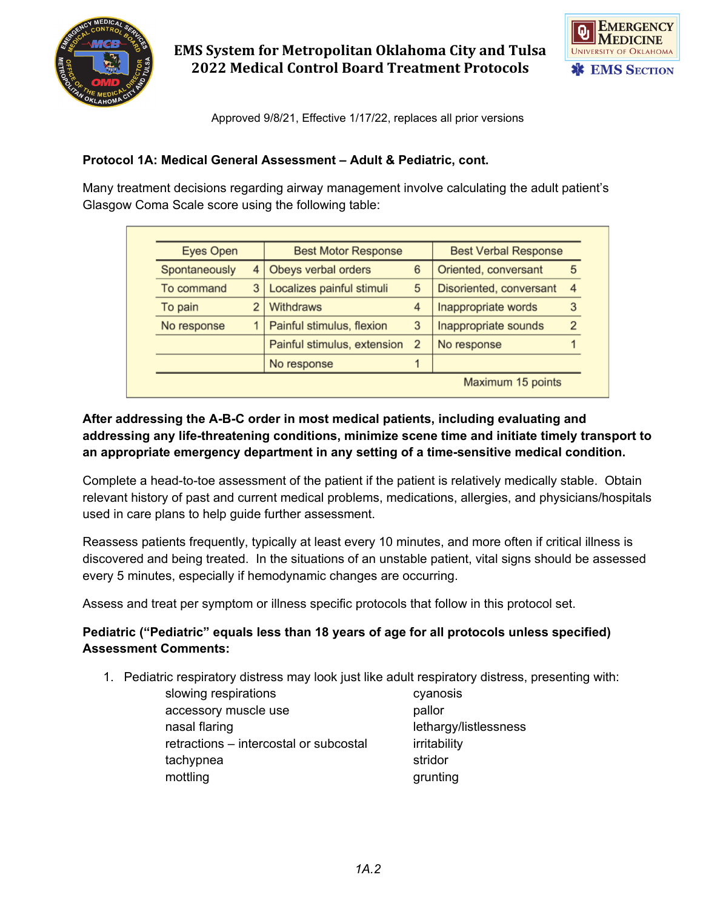### Protocol 1A: Medical General Assessment – Adult & Pediatric, cont.

Many treatment decisions regarding airway management involve calculating the adult patient's Glasgow Coma Scale score using the following table:

| Eyes Open | | Best Motor Response | | Best Verbal Response | |
|---|---|---|---|---|---|
| Spontaneously | 4 | Obeys verbal orders | 6 | Oriented, conversant | 5 |
| To command | 3 | Localizes painful stimuli | 5 | Disoriented, conversant | 4 |
| To pain | 2 | Withdraws | 4 | Inappropriate words | 3 |
| No response | 1 | Painful stimulus, flexion | 3 | Inappropriate sounds | 2 |
| | | Painful stimulus, extension | 2 | No response | 1 |
| | | No response | 1 | | |
| | | | | Maximum 15 points | |

**After addressing the A-B-C order in most medical patients, including evaluating and addressing any life-threatening conditions, minimize scene time and initiate timely transport to an appropriate emergency department in any setting of a time-sensitive medical condition.**

Complete a head-to-toe assessment of the patient if the patient is relatively medically stable. Obtain relevant history of past and current medical problems, medications, allergies, and physicians/hospitals used in care plans to help guide further assessment.

Reassess patients frequently, typically at least every 10 minutes, and more often if critical illness is discovered and being treated. In the situations of an unstable patient, vital signs should be assessed every 5 minutes, especially if hemodynamic changes are occurring.

Assess and treat per symptom or illness specific protocols that follow in this protocol set.

**Pediatric ("Pediatric" equals less than 18 years of age for all protocols unless specified) Assessment Comments:**

1. Pediatric respiratory distress may look just like adult respiratory distress, presenting with:
   - slowing respirations
   - accessory muscle use
   - nasal flaring
   - retractions – intercostal or subcostal
   - tachypnea
   - mottling
   - cyanosis
   - pallor
   - lethargy/listlessness
   - irritability
   - stridor
   - grunting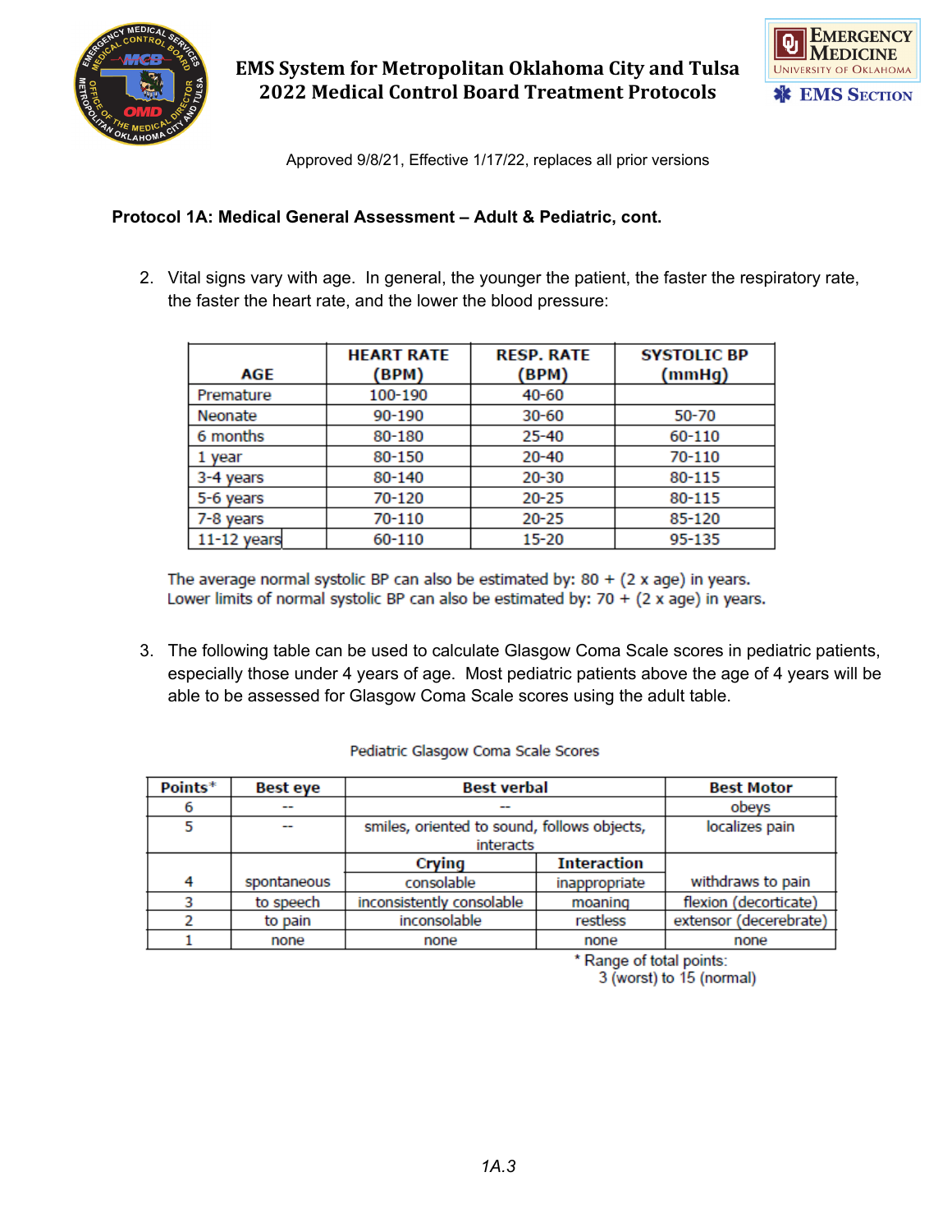### Protocol 1A: Medical General Assessment – Adult & Pediatric, cont.

2. Vital signs vary with age. In general, the younger the patient, the faster the respiratory rate, the faster the heart rate, and the lower the blood pressure:

| AGE | HEART RATE (BPM) | RESP. RATE (BPM) | SYSTOLIC BP (mmHg) |
|---|---|---|---|
| Premature | 100-190 | 40-60 | |
| Neonate | 90-190 | 30-60 | 50-70 |
| 6 months | 80-180 | 25-40 | 60-110 |
| 1 year | 80-150 | 20-40 | 70-110 |
| 3-4 years | 80-140 | 20-30 | 80-115 |
| 5-6 years | 70-120 | 20-25 | 80-115 |
| 7-8 years | 70-110 | 20-25 | 85-120 |
| 11-12 years | 60-110 | 15-20 | 95-135 |

The average normal systolic BP can also be estimated by: 80 + (2 x age) in years.
Lower limits of normal systolic BP can also be estimated by: 70 + (2 x age) in years.

3. The following table can be used to calculate Glasgow Coma Scale scores in pediatric patients, especially those under 4 years of age. Most pediatric patients above the age of 4 years will be able to be assessed for Glasgow Coma Scale scores using the adult table.

Pediatric Glasgow Coma Scale Scores

| Points* | Best eye | Best verbal | | Best Motor |
|---|---|---|---|---|
| 6 | -- | -- | | obeys |
| 5 | -- | smiles, oriented to sound, follows objects, interacts | | localizes pain |
| | | Crying | Interaction | |
| 4 | spontaneous | consolable | inappropriate | withdraws to pain |
| 3 | to speech | inconsistently consolable | moaning | flexion (decorticate) |
| 2 | to pain | inconsolable | restless | extensor (decerebrate) |
| 1 | none | none | none | none |

\* Range of total points:
3 (worst) to 15 (normal)